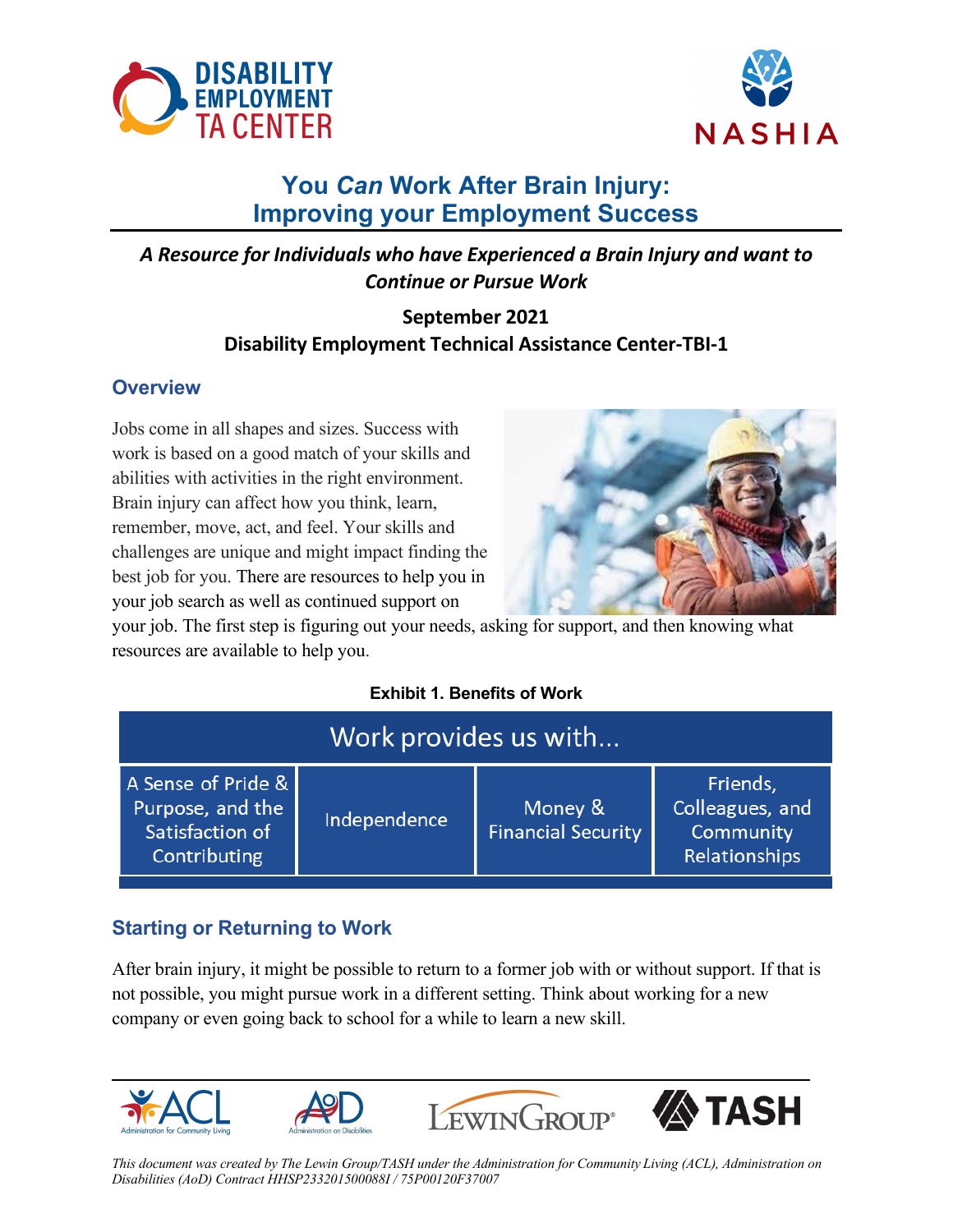# You *Can* Work After Brain Injury: Improving your Employment Success

***A Resource for Individuals who have Experienced a Brain Injury and want to Continue or Pursue Work***

**September 2021**
**Disability Employment Technical Assistance Center-TBI-1**

## Overview

Jobs come in all shapes and sizes. Success with work is based on a good match of your skills and abilities with activities in the right environment. Brain injury can affect how you think, learn, remember, move, act, and feel. Your skills and challenges are unique and might impact finding the best job for you. There are resources to help you in your job search as well as continued support on your job. The first step is figuring out your needs, asking for support, and then knowing what resources are available to help you.

**Exhibit 1. Benefits of Work**

| Work provides us with... | | | |
|---|---|---|---|
| A Sense of Pride & Purpose, and the Satisfaction of Contributing | Independence | Money & Financial Security | Friends, Colleagues, and Community Relationships |

## Starting or Returning to Work

After brain injury, it might be possible to return to a former job with or without support. If that is not possible, you might pursue work in a different setting. Think about working for a new company or even going back to school for a while to learn a new skill.

*This document was created by The Lewin Group/TASH under the Administration for Community Living (ACL), Administration on Disabilities (AoD) Contract HHSP233201500088I / 75P00120F37007*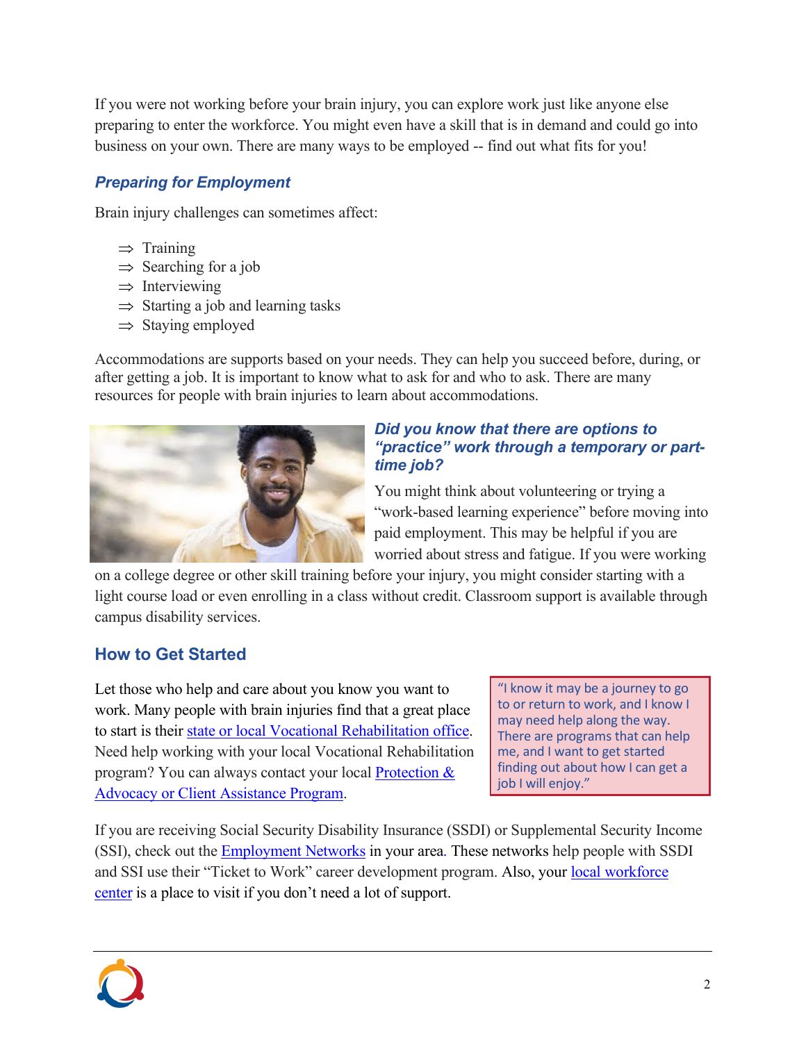If you were not working before your brain injury, you can explore work just like anyone else preparing to enter the workforce. You might even have a skill that is in demand and could go into business on your own. There are many ways to be employed -- find out what fits for you!

### *Preparing for Employment*

Brain injury challenges can sometimes affect:

- ⇒ Training
- ⇒ Searching for a job
- ⇒ Interviewing
- ⇒ Starting a job and learning tasks
- ⇒ Staying employed

Accommodations are supports based on your needs. They can help you succeed before, during, or after getting a job. It is important to know what to ask for and who to ask. There are many resources for people with brain injuries to learn about accommodations.

### *Did you know that there are options to "practice" work through a temporary or part-time job?*

You might think about volunteering or trying a "work-based learning experience" before moving into paid employment. This may be helpful if you are worried about stress and fatigue. If you were working on a college degree or other skill training before your injury, you might consider starting with a light course load or even enrolling in a class without credit. Classroom support is available through campus disability services.

## How to Get Started

Let those who help and care about you know you want to work. Many people with brain injuries find that a great place to start is their state or local Vocational Rehabilitation office. Need help working with your local Vocational Rehabilitation program? You can always contact your local Protection & Advocacy or Client Assistance Program.

> "I know it may be a journey to go to or return to work, and I know I may need help along the way. There are programs that can help me, and I want to get started finding out how I can get a job I will enjoy."

If you are receiving Social Security Disability Insurance (SSDI) or Supplemental Security Income (SSI), check out the Employment Networks in your area. These networks help people with SSDI and SSI use their "Ticket to Work" career development program. Also, your local workforce center is a place to visit if you don't need a lot of support.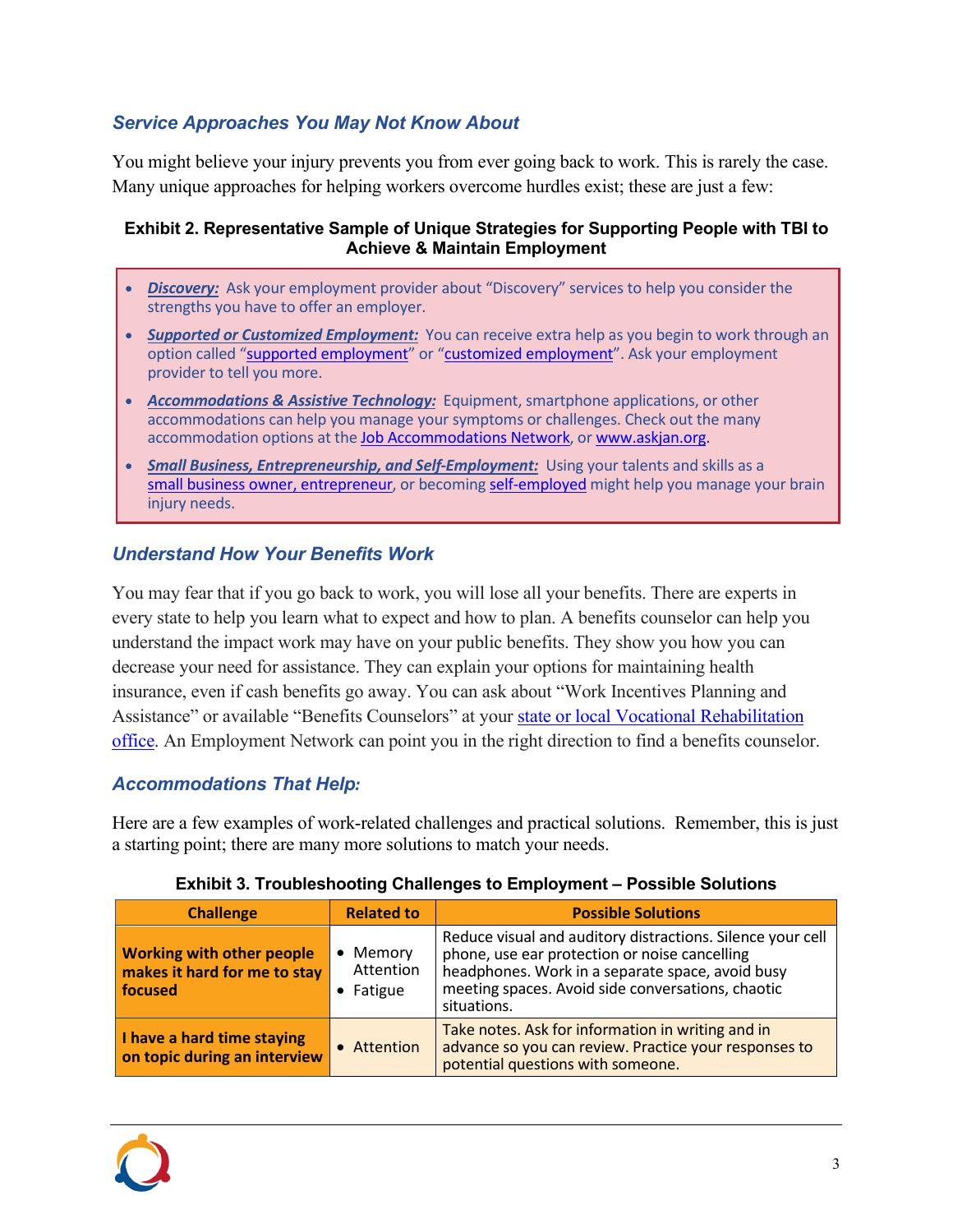### *Service Approaches You May Not Know About*

You might believe your injury prevents you from ever going back to work. This is rarely the case. Many unique approaches for helping workers overcome hurdles exist; these are just a few:

**Exhibit 2. Representative Sample of Unique Strategies for Supporting People with TBI to Achieve & Maintain Employment**

- ***Discovery:*** Ask your employment provider about "Discovery" services to help you consider the strengths you have to offer an employer.
- ***Supported or Customized Employment:*** You can receive extra help as you begin to work through an option called "supported employment" or "customized employment". Ask your employment provider to tell you more.
- ***Accommodations & Assistive Technology:*** Equipment, smartphone applications, or other accommodations can help you manage your symptoms or challenges. Check out the many accommodation options at the Job Accommodations Network, or www.askjan.org.
- ***Small Business, Entrepreneurship, and Self-Employment:*** Using your talents and skills as a small business owner, entrepreneur, or becoming self-employed might help you manage your brain injury needs.

### *Understand How Your Benefits Work*

You may fear that if you go back to work, you will lose all your benefits. There are experts in every state to help you learn what to expect and how to plan. A benefits counselor can help you understand the impact work may have on your public benefits. They show you how you can decrease your need for assistance. They can explain your options for maintaining health insurance, even if cash benefits go away. You can ask about "Work Incentives Planning and Assistance" or available "Benefits Counselors" at your state or local Vocational Rehabilitation office. An Employment Network can point you in the right direction to find a benefits counselor.

### *Accommodations That Help:*

Here are a few examples of work-related challenges and practical solutions. Remember, this is just a starting point; there are many more solutions to match your needs.

**Exhibit 3. Troubleshooting Challenges to Employment – Possible Solutions**

| Challenge | Related to | Possible Solutions |
|---|---|---|
| **Working with other people makes it hard for me to stay focused** | • Memory Attention<br>• Fatigue | Reduce visual and auditory distractions. Silence your cell phone, use ear protection or noise cancelling headphones. Work in a separate space, avoid busy meeting spaces. Avoid side conversations, chaotic situations. |
| **I have a hard time staying on topic during an interview** | • Attention | Take notes. Ask for information in writing and in advance so you can review. Practice your responses to potential questions with someone. |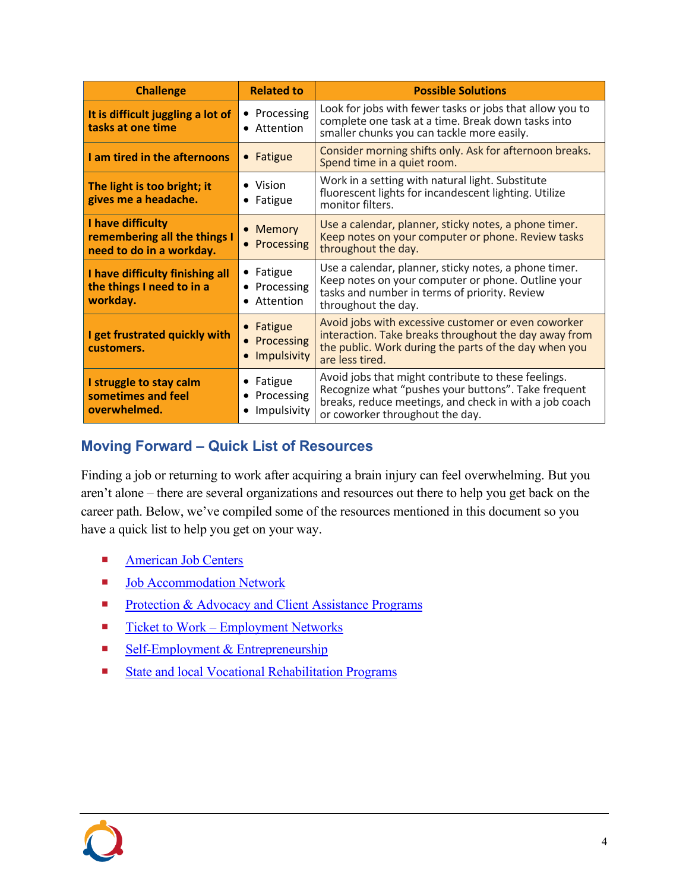| Challenge | Related to | Possible Solutions |
|---|---|---|
| **It is difficult juggling a lot of tasks at one time** | • Processing<br>• Attention | Look for jobs with fewer tasks or jobs that allow you to complete one task at a time. Break down tasks into smaller chunks you can tackle more easily. |
| **I am tired in the afternoons** | • Fatigue | Consider morning shifts only. Ask for afternoon breaks. Spend time in a quiet room. |
| **The light is too bright; it gives me a headache.** | • Vision<br>• Fatigue | Work in a setting with natural light. Substitute fluorescent lights for incandescent lighting. Utilize monitor filters. |
| **I have difficulty remembering all the things I need to do in a workday.** | • Memory<br>• Processing | Use a calendar, planner, sticky notes, a phone timer. Keep notes on your computer or phone. Review tasks throughout the day. |
| **I have difficulty finishing all the things I need to in a workday.** | • Fatigue<br>• Processing<br>• Attention | Use a calendar, planner, sticky notes, a phone timer. Keep notes on your computer or phone. Outline your tasks and number in terms of priority. Review throughout the day. |
| **I get frustrated quickly with customers.** | • Fatigue<br>• Processing<br>• Impulsivity | Avoid jobs with excessive customer or even coworker interaction. Take breaks throughout the day away from the public. Work during the parts of the day when you are less tired. |
| **I struggle to stay calm sometimes and feel overwhelmed.** | • Fatigue<br>• Processing<br>• Impulsivity | Avoid jobs that might contribute to these feelings. Recognize what "pushes your buttons". Take frequent breaks, reduce meetings, and check in with a job coach or coworker throughout the day. |

## Moving Forward – Quick List of Resources

Finding a job or returning to work after acquiring a brain injury can feel overwhelming. But you aren't alone – there are several organizations and resources out there to help you get back on the career path. Below, we've compiled some of the resources mentioned in this document so you have a quick list to help you get on your way.

- American Job Centers
- Job Accommodation Network
- Protection & Advocacy and Client Assistance Programs
- Ticket to Work – Employment Networks
- Self-Employment & Entrepreneurship
- State and local Vocational Rehabilitation Programs